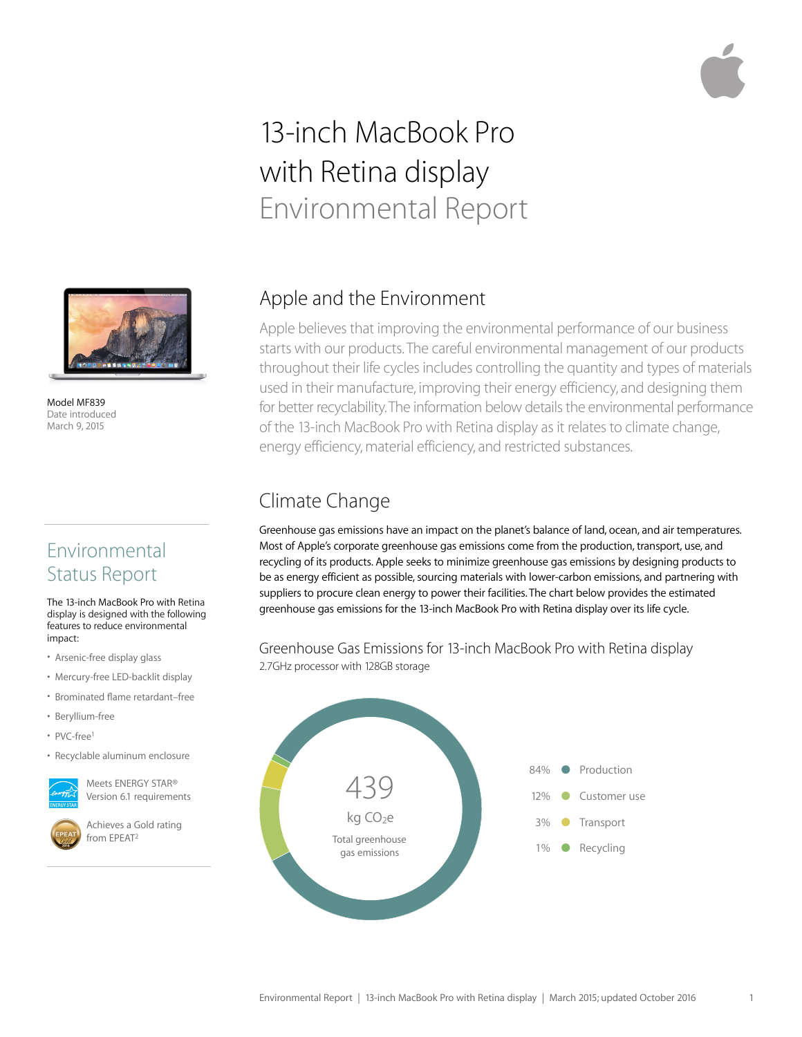# 13-inch MacBook Pro with Retina display Environmental Report

Model MF839
Date introduced
March 9, 2015

## Apple and the Environment

Apple believes that improving the environmental performance of our business starts with our products. The careful environmental management of our products throughout their life cycles includes controlling the quantity and types of materials used in their manufacture, improving their energy efficiency, and designing them for better recyclability. The information below details the environmental performance of the 13-inch MacBook Pro with Retina display as it relates to climate change, energy efficiency, material efficiency, and restricted substances.

## Environmental Status Report

The 13-inch MacBook Pro with Retina display is designed with the following features to reduce environmental impact:

- Arsenic-free display glass
- Mercury-free LED-backlit display
- Brominated flame retardant–free
- Beryllium-free
- PVC-free[1]
- Recyclable aluminum enclosure

Meets ENERGY STAR® Version 6.1 requirements

Achieves a Gold rating from EPEAT[2]

## Climate Change

Greenhouse gas emissions have an impact on the planet's balance of land, ocean, and air temperatures. Most of Apple's corporate greenhouse gas emissions come from the production, transport, use, and recycling of its products. Apple seeks to minimize greenhouse gas emissions by designing products to be as energy efficient as possible, sourcing materials with lower-carbon emissions, and partnering with suppliers to procure clean energy to power their facilities. The chart below provides the estimated greenhouse gas emissions for the 13-inch MacBook Pro with Retina display over its life cycle.

### Greenhouse Gas Emissions for 13-inch MacBook Pro with Retina display

2.7GHz processor with 128GB storage

439 kg $CO_2e$
Total greenhouse gas emissions

- 84% Production
- 12% Customer use
- 3% Transport
- 1% Recycling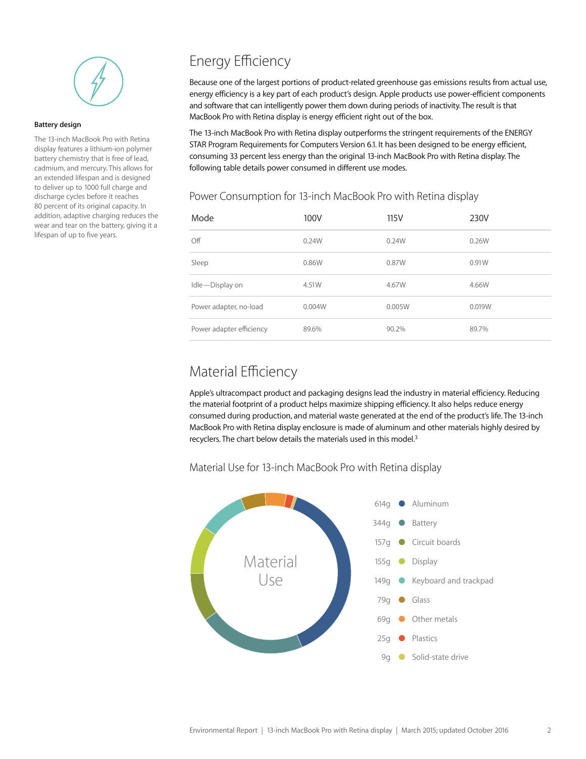**Battery design**

The 13-inch MacBook Pro with Retina display features a lithium-ion polymer battery chemistry that is free of lead, cadmium, and mercury. This allows for an extended lifespan and is designed to deliver up to 1000 full charge and discharge cycles before it reaches 80 percent of its original capacity. In addition, adaptive charging reduces the wear and tear on the battery, giving it a lifespan of up to five years.

## Energy Efficiency

Because one of the largest portions of product-related greenhouse gas emissions results from actual use, energy efficiency is a key part of each product's design. Apple products use power-efficient components and software that can intelligently power them down during periods of inactivity. The result is that MacBook Pro with Retina display is energy efficient right out of the box.

The 13-inch MacBook Pro with Retina display outperforms the stringent requirements of the ENERGY STAR Program Requirements for Computers Version 6.1. It has been designed to be energy efficient, consuming 33 percent less energy than the original 13-inch MacBook Pro with Retina display. The following table details power consumed in different use modes.

### Power Consumption for 13-inch MacBook Pro with Retina display

| Mode | 100V | 115V | 230V |
|---|---|---|---|
| Off | 0.24W | 0.24W | 0.26W |
| Sleep | 0.86W | 0.87W | 0.91W |
| Idle—Display on | 4.51W | 4.67W | 4.66W |
| Power adapter, no-load | 0.004W | 0.005W | 0.019W |
| Power adapter efficiency | 89.6% | 90.2% | 89.7% |

## Material Efficiency

Apple's ultracompact product and packaging designs lead the industry in material efficiency. Reducing the material footprint of a product helps maximize shipping efficiency. It also helps reduce energy consumed during production, and material waste generated at the end of the product's life. The 13-inch MacBook Pro with Retina display enclosure is made of aluminum and other materials highly desired by recyclers. The chart below details the materials used in this model.[3]

### Material Use for 13-inch MacBook Pro with Retina display

Material Use

| Weight | Material |
|---|---|
| 614g | Aluminum |
| 344g | Battery |
| 157g | Circuit boards |
| 155g | Display |
| 149g | Keyboard and trackpad |
| 79g | Glass |
| 69g | Other metals |
| 25g | Plastics |
| 9g | Solid-state drive |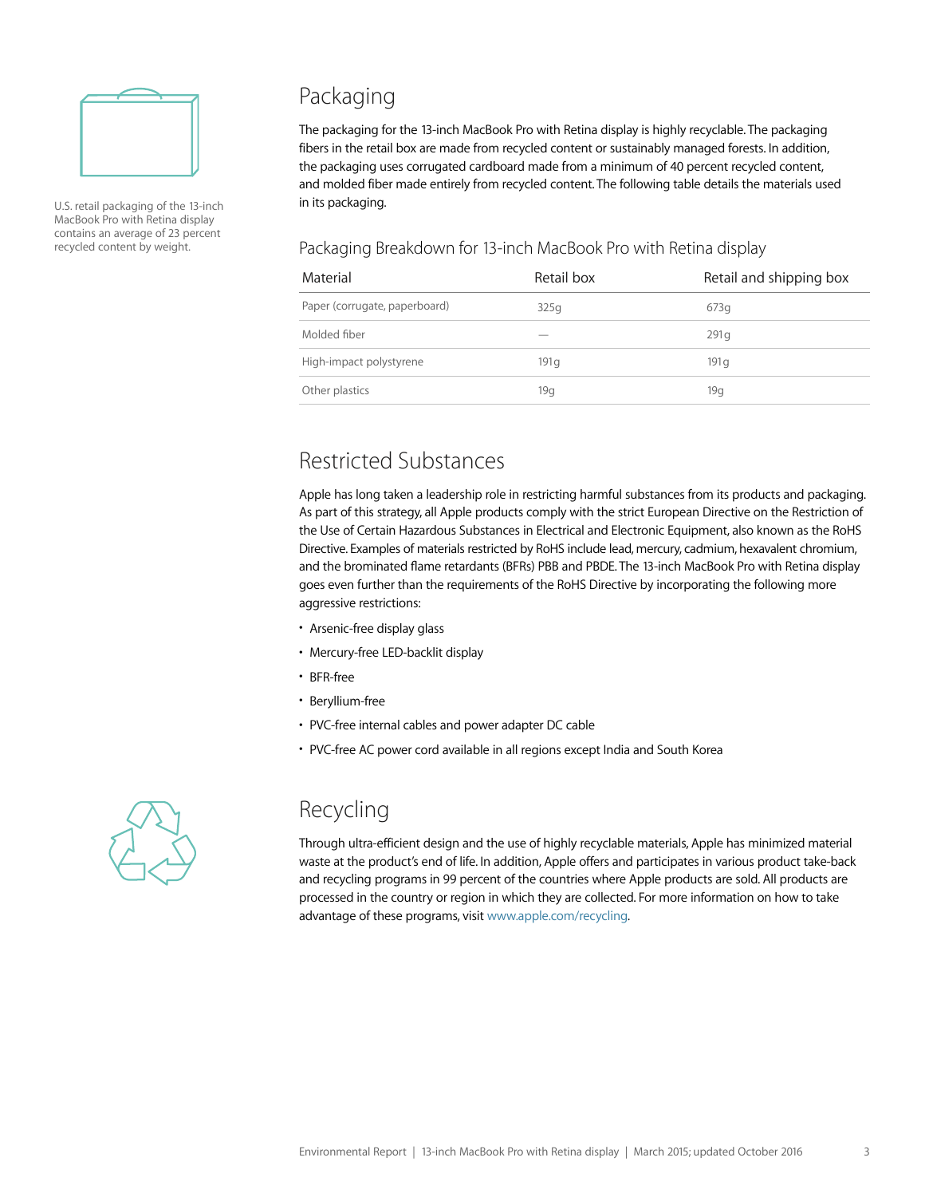U.S. retail packaging of the 13-inch MacBook Pro with Retina display contains an average of 23 percent recycled content by weight.

## Packaging

The packaging for the 13-inch MacBook Pro with Retina display is highly recyclable. The packaging fibers in the retail box are made from recycled content or sustainably managed forests. In addition, the packaging uses corrugated cardboard made from a minimum of 40 percent recycled content, and molded fiber made entirely from recycled content. The following table details the materials used in its packaging.

### Packaging Breakdown for 13-inch MacBook Pro with Retina display

| Material | Retail box | Retail and shipping box |
| --- | --- | --- |
| Paper (corrugate, paperboard) | 325g | 673g |
| Molded fiber | — | 291g |
| High-impact polystyrene | 191g | 191g |
| Other plastics | 19g | 19g |

## Restricted Substances

Apple has long taken a leadership role in restricting harmful substances from its products and packaging. As part of this strategy, all Apple products comply with the strict European Directive on the Restriction of the Use of Certain Hazardous Substances in Electrical and Electronic Equipment, also known as the RoHS Directive. Examples of materials restricted by RoHS include lead, mercury, cadmium, hexavalent chromium, and the brominated flame retardants (BFRs) PBB and PBDE. The 13-inch MacBook Pro with Retina display goes even further than the requirements of the RoHS Directive by incorporating the following more aggressive restrictions:

- Arsenic-free display glass
- Mercury-free LED-backlit display
- BFR-free
- Beryllium-free
- PVC-free internal cables and power adapter DC cable
- PVC-free AC power cord available in all regions except India and South Korea

## Recycling

Through ultra-efficient design and the use of highly recyclable materials, Apple has minimized material waste at the product's end of life. In addition, Apple offers and participates in various product take-back and recycling programs in 99 percent of the countries where Apple products are sold. All products are processed in the country or region in which they are collected. For more information on how to take advantage of these programs, visit www.apple.com/recycling.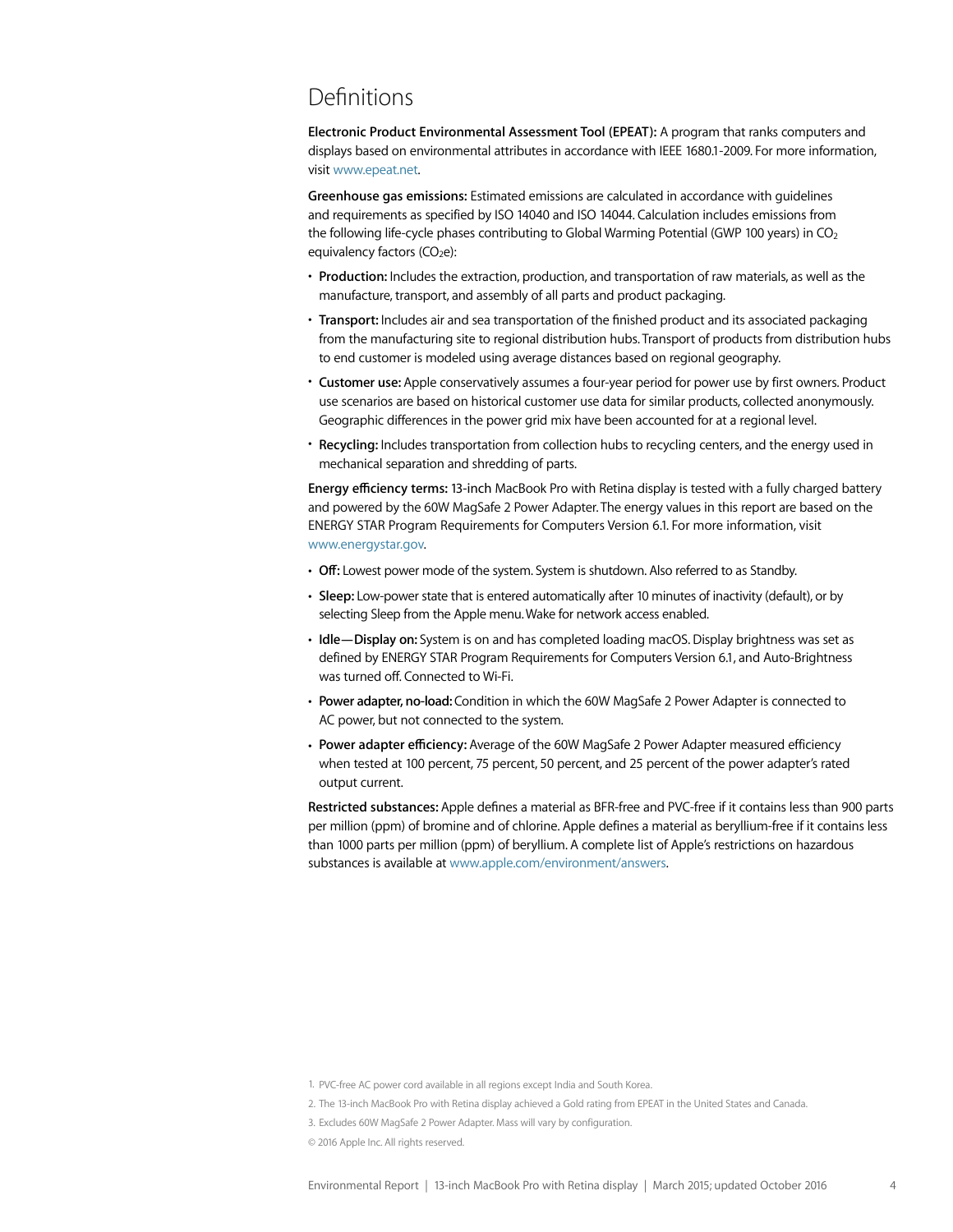# Definitions

**Electronic Product Environmental Assessment Tool (EPEAT):** A program that ranks computers and displays based on environmental attributes in accordance with IEEE 1680.1-2009. For more information, visit www.epeat.net.

**Greenhouse gas emissions:** Estimated emissions are calculated in accordance with guidelines and requirements as specified by ISO 14040 and ISO 14044. Calculation includes emissions from the following life-cycle phases contributing to Global Warming Potential (GWP 100 years) in $CO_2$ equivalency factors ($CO_2e$):

- **Production:** Includes the extraction, production, and transportation of raw materials, as well as the manufacture, transport, and assembly of all parts and product packaging.
- **Transport:** Includes air and sea transportation of the finished product and its associated packaging from the manufacturing site to regional distribution hubs. Transport of products from distribution hubs to end customer is modeled using average distances based on regional geography.
- **Customer use:** Apple conservatively assumes a four-year period for power use by first owners. Product use scenarios are based on historical customer use data for similar products, collected anonymously. Geographic differences in the power grid mix have been accounted for at a regional level.
- **Recycling:** Includes transportation from collection hubs to recycling centers, and the energy used in mechanical separation and shredding of parts.

**Energy efficiency terms:** 13-inch MacBook Pro with Retina display is tested with a fully charged battery and powered by the 60W MagSafe 2 Power Adapter. The energy values in this report are based on the ENERGY STAR Program Requirements for Computers Version 6.1. For more information, visit www.energystar.gov.

- **Off:** Lowest power mode of the system. System is shutdown. Also referred to as Standby.
- **Sleep:** Low-power state that is entered automatically after 10 minutes of inactivity (default), or by selecting Sleep from the Apple menu. Wake for network access enabled.
- **Idle—Display on:** System is on and has completed loading macOS. Display brightness was set as defined by ENERGY STAR Program Requirements for Computers Version 6.1, and Auto-Brightness was turned off. Connected to Wi-Fi.
- **Power adapter, no-load:** Condition in which the 60W MagSafe 2 Power Adapter is connected to AC power, but not connected to the system.
- **Power adapter efficiency:** Average of the 60W MagSafe 2 Power Adapter measured efficiency when tested at 100 percent, 75 percent, 50 percent, and 25 percent of the power adapter's rated output current.

**Restricted substances:** Apple defines a material as BFR-free and PVC-free if it contains less than 900 parts per million (ppm) of bromine and of chlorine. Apple defines a material as beryllium-free if it contains less than 1000 parts per million (ppm) of beryllium. A complete list of Apple's restrictions on hazardous substances is available at www.apple.com/environment/answers.

1. PVC-free AC power cord available in all regions except India and South Korea.
2. The 13-inch MacBook Pro with Retina display achieved a Gold rating from EPEAT in the United States and Canada.
3. Excludes 60W MagSafe 2 Power Adapter. Mass will vary by configuration.

© 2016 Apple Inc. All rights reserved.